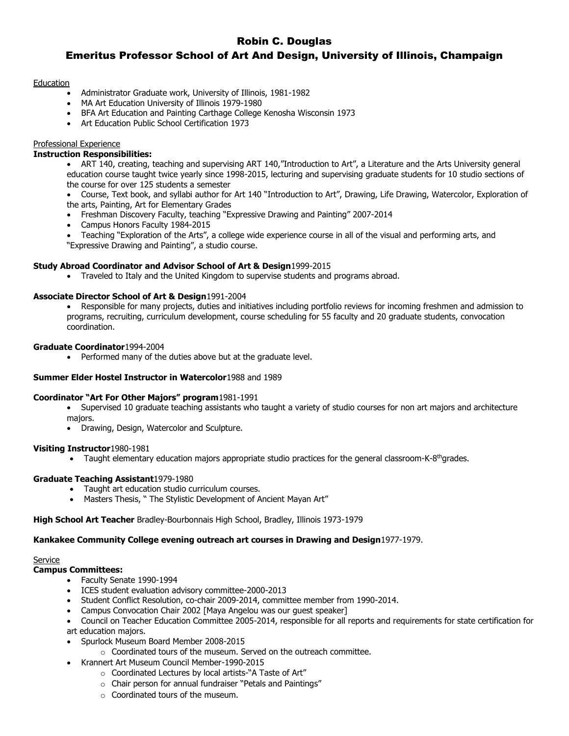# Robin C. Douglas

## Emeritus Professor School of Art And Design, University of Illinois, Champaign

Education

- Administrator Graduate work, University of Illinois, 1981-1982
- MA Art Education University of Illinois 1979-1980
- BFA Art Education and Painting Carthage College Kenosha Wisconsin 1973
- Art Education Public School Certification 1973

Professional Experience

**Instruction Responsibilities:**

- ART 140, creating, teaching and supervising ART 140,"Introduction to Art", a Literature and the Arts University general education course taught twice yearly since 1998-2015, lecturing and supervising graduate students for 10 studio sections of the course for over 125 students a semester
- Course, Text book, and syllabi author for Art 140 "Introduction to Art", Drawing, Life Drawing, Watercolor, Exploration of the arts, Painting, Art for Elementary Grades
- Freshman Discovery Faculty, teaching "Expressive Drawing and Painting" 2007-2014
- Campus Honors Faculty 1984-2015
- Teaching "Exploration of the Arts", a college wide experience course in all of the visual and performing arts, and "Expressive Drawing and Painting", a studio course.

**Study Abroad Coordinator and Advisor School of Art & Design**1999-2015

- Traveled to Italy and the United Kingdom to supervise students and programs abroad.

**Associate Director School of Art & Design**1991-2004

- Responsible for many projects, duties and initiatives including portfolio reviews for incoming freshmen and admission to programs, recruiting, curriculum development, course scheduling for 55 faculty and 20 graduate students, convocation coordination.

**Graduate Coordinator**1994-2004

- Performed many of the duties above but at the graduate level.

**Summer Elder Hostel Instructor in Watercolor**1988 and 1989

**Coordinator "Art For Other Majors" program**1981-1991

- Supervised 10 graduate teaching assistants who taught a variety of studio courses for non art majors and architecture majors.
- Drawing, Design, Watercolor and Sculpture.

**Visiting Instructor**1980-1981

- Taught elementary education majors appropriate studio practices for the general classroom-K-8th grades.

**Graduate Teaching Assistant**1979-1980

- Taught art education studio curriculum courses.
- Masters Thesis, " The Stylistic Development of Ancient Mayan Art"

**High School Art Teacher** Bradley-Bourbonnais High School, Bradley, Illinois 1973-1979

**Kankakee Community College evening outreach art courses in Drawing and Design**1977-1979.

Service

**Campus Committees:**

- Faculty Senate 1990-1994
- ICES student evaluation advisory committee-2000-2013
- Student Conflict Resolution, co-chair 2009-2014, committee member from 1990-2014.
- Campus Convocation Chair 2002 [Maya Angelou was our guest speaker]
- Council on Teacher Education Committee 2005-2014, responsible for all reports and requirements for state certification for art education majors.
- Spurlock Museum Board Member 2008-2015
  - Coordinated tours of the museum. Served on the outreach committee.
- Krannert Art Museum Council Member-1990-2015
  - Coordinated Lectures by local artists-"A Taste of Art"
  - Chair person for annual fundraiser "Petals and Paintings"
  - Coordinated tours of the museum.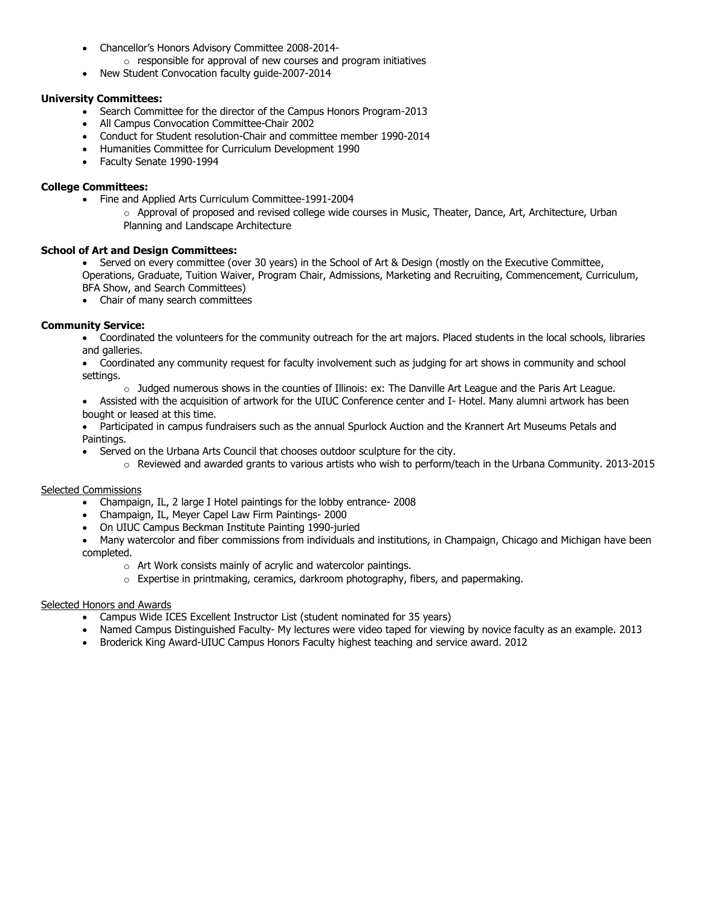- Chancellor's Honors Advisory Committee 2008-2014-
  - responsible for approval of new courses and program initiatives
- New Student Convocation faculty guide-2007-2014

**University Committees:**

- Search Committee for the director of the Campus Honors Program-2013
- All Campus Convocation Committee-Chair 2002
- Conduct for Student resolution-Chair and committee member 1990-2014
- Humanities Committee for Curriculum Development 1990
- Faculty Senate 1990-1994

**College Committees:**

- Fine and Applied Arts Curriculum Committee-1991-2004
  - Approval of proposed and revised college wide courses in Music, Theater, Dance, Art, Architecture, Urban Planning and Landscape Architecture

**School of Art and Design Committees:**

- Served on every committee (over 30 years) in the School of Art & Design (mostly on the Executive Committee, Operations, Graduate, Tuition Waiver, Program Chair, Admissions, Marketing and Recruiting, Commencement, Curriculum, BFA Show, and Search Committees)
- Chair of many search committees

**Community Service:**

- Coordinated the volunteers for the community outreach for the art majors. Placed students in the local schools, libraries and galleries.
- Coordinated any community request for faculty involvement such as judging for art shows in community and school settings.
  - Judged numerous shows in the counties of Illinois: ex: The Danville Art League and the Paris Art League.
- Assisted with the acquisition of artwork for the UIUC Conference center and I- Hotel. Many alumni artwork has been bought or leased at this time.
- Participated in campus fundraisers such as the annual Spurlock Auction and the Krannert Art Museums Petals and Paintings.
- Served on the Urbana Arts Council that chooses outdoor sculpture for the city.
  - Reviewed and awarded grants to various artists who wish to perform/teach in the Urbana Community. 2013-2015

<u>Selected Commissions</u>

- Champaign, IL, 2 large I Hotel paintings for the lobby entrance- 2008
- Champaign, IL, Meyer Capel Law Firm Paintings- 2000
- On UIUC Campus Beckman Institute Painting 1990-juried
- Many watercolor and fiber commissions from individuals and institutions, in Champaign, Chicago and Michigan have been completed.
  - Art Work consists mainly of acrylic and watercolor paintings.
  - Expertise in printmaking, ceramics, darkroom photography, fibers, and papermaking.

<u>Selected Honors and Awards</u>

- Campus Wide ICES Excellent Instructor List (student nominated for 35 years)
- Named Campus Distinguished Faculty- My lectures were video taped for viewing by novice faculty as an example. 2013
- Broderick King Award-UIUC Campus Honors Faculty highest teaching and service award. 2012